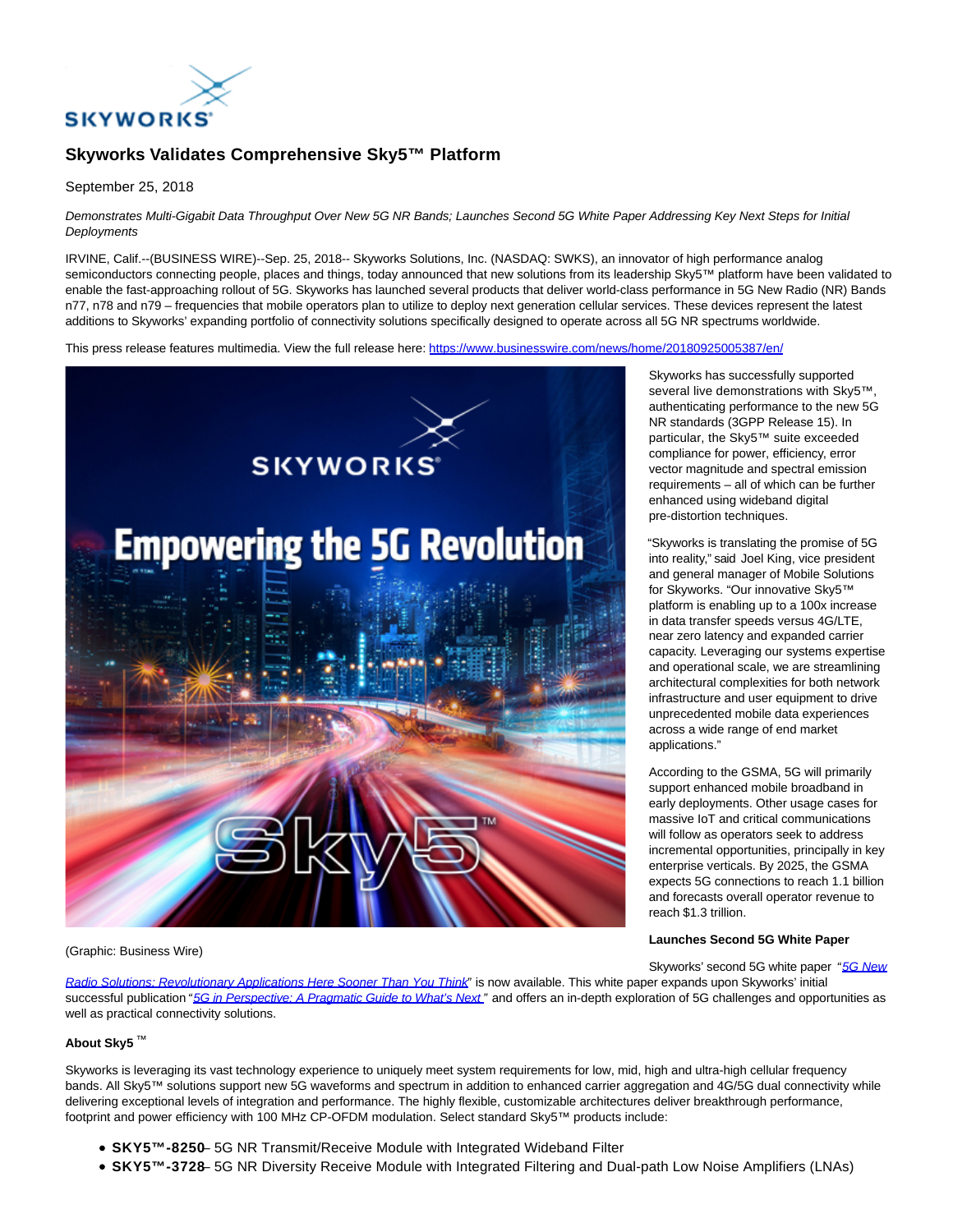# Skyworks Validates Comprehensive Sky5™ Platform

September 25, 2018

*Demonstrates Multi-Gigabit Data Throughput Over New 5G NR Bands; Launches Second 5G White Paper Addressing Key Next Steps for Initial Deployments*

IRVINE, Calif.--(BUSINESS WIRE)--Sep. 25, 2018-- Skyworks Solutions, Inc. (NASDAQ: SWKS), an innovator of high performance analog semiconductors connecting people, places and things, today announced that new solutions from its leadership Sky5™ platform have been validated to enable the fast-approaching rollout of 5G. Skyworks has launched several products that deliver world-class performance in 5G New Radio (NR) Bands n77, n78 and n79 – frequencies that mobile operators plan to utilize to deploy next generation cellular services. These devices represent the latest additions to Skyworks' expanding portfolio of connectivity solutions specifically designed to operate across all 5G NR spectrums worldwide.

This press release features multimedia. View the full release here: https://www.businesswire.com/news/home/20180925005387/en/

(Graphic: Business Wire)

Skyworks has successfully supported several live demonstrations with Sky5™, authenticating performance to the new 5G NR standards (3GPP Release 15). In particular, the Sky5™ suite exceeded compliance for power, efficiency, error vector magnitude and spectral emission requirements – all of which can be further enhanced using wideband digital pre-distortion techniques.

"Skyworks is translating the promise of 5G into reality," said Joel King, vice president and general manager of Mobile Solutions for Skyworks. "Our innovative Sky5™ platform is enabling up to a 100x increase in data transfer speeds versus 4G/LTE, near zero latency and expanded carrier capacity. Leveraging our systems expertise and operational scale, we are streamlining architectural complexities for both network infrastructure and user equipment to drive unprecedented mobile data experiences across a wide range of end market applications."

According to the GSMA, 5G will primarily support enhanced mobile broadband in early deployments. Other usage cases for massive IoT and critical communications will follow as operators seek to address incremental opportunities, principally in key enterprise verticals. By 2025, the GSMA expects 5G connections to reach 1.1 billion and forecasts overall operator revenue to reach $1.3 trillion.

**Launches Second 5G White Paper**

Skyworks' second 5G white paper "*5G New Radio Solutions: Revolutionary Applications Here Sooner Than You Think*" is now available. This white paper expands upon Skyworks' initial successful publication "*5G in Perspective: A Pragmatic Guide to What's Next* " and offers an in-depth exploration of 5G challenges and opportunities as well as practical connectivity solutions.

**About Sky5 ™**

Skyworks is leveraging its vast technology experience to uniquely meet system requirements for low, mid, high and ultra-high cellular frequency bands. All Sky5™ solutions support new 5G waveforms and spectrum in addition to enhanced carrier aggregation and 4G/5G dual connectivity while delivering exceptional levels of integration and performance. The highly flexible, customizable architectures deliver breakthrough performance, footprint and power efficiency with 100 MHz CP-OFDM modulation. Select standard Sky5™ products include:

- **SKY5™-8250**– 5G NR Transmit/Receive Module with Integrated Wideband Filter
- **SKY5™-3728**– 5G NR Diversity Receive Module with Integrated Filtering and Dual-path Low Noise Amplifiers (LNAs)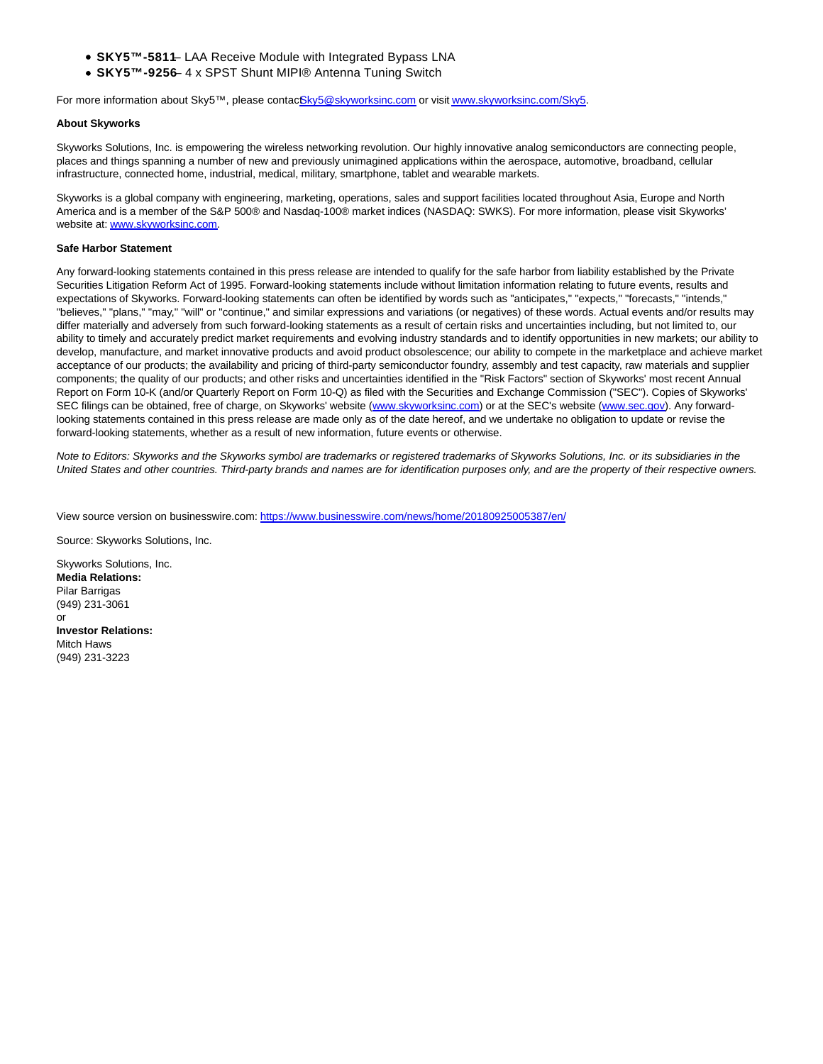- **SKY5™-5811** – LAA Receive Module with Integrated Bypass LNA
- **SKY5™-9256** – 4 x SPST Shunt MIPI® Antenna Tuning Switch

For more information about Sky5™, please contact Sky5@skyworksinc.com or visit www.skyworksinc.com/Sky5.

**About Skyworks**

Skyworks Solutions, Inc. is empowering the wireless networking revolution. Our highly innovative analog semiconductors are connecting people, places and things spanning a number of new and previously unimagined applications within the aerospace, automotive, broadband, cellular infrastructure, connected home, industrial, medical, military, smartphone, tablet and wearable markets.

Skyworks is a global company with engineering, marketing, operations, sales and support facilities located throughout Asia, Europe and North America and is a member of the S&P 500® and Nasdaq-100® market indices (NASDAQ: SWKS). For more information, please visit Skyworks' website at: www.skyworksinc.com.

**Safe Harbor Statement**

Any forward-looking statements contained in this press release are intended to qualify for the safe harbor from liability established by the Private Securities Litigation Reform Act of 1995. Forward-looking statements include without limitation information relating to future events, results and expectations of Skyworks. Forward-looking statements can often be identified by words such as "anticipates," "expects," "forecasts," "intends," "believes," "plans," "may," "will" or "continue," and similar expressions and variations (or negatives) of these words. Actual events and/or results may differ materially and adversely from such forward-looking statements as a result of certain risks and uncertainties including, but not limited to, our ability to timely and accurately predict market requirements and evolving industry standards and to identify opportunities in new markets; our ability to develop, manufacture, and market innovative products and avoid product obsolescence; our ability to compete in the marketplace and achieve market acceptance of our products; the availability and pricing of third-party semiconductor foundry, assembly and test capacity, raw materials and supplier components; the quality of our products; and other risks and uncertainties identified in the "Risk Factors" section of Skyworks' most recent Annual Report on Form 10-K (and/or Quarterly Report on Form 10-Q) as filed with the Securities and Exchange Commission ("SEC"). Copies of Skyworks' SEC filings can be obtained, free of charge, on Skyworks' website (www.skyworksinc.com) or at the SEC's website (www.sec.gov). Any forward-looking statements contained in this press release are made only as of the date hereof, and we undertake no obligation to update or revise the forward-looking statements, whether as a result of new information, future events or otherwise.

*Note to Editors: Skyworks and the Skyworks symbol are trademarks or registered trademarks of Skyworks Solutions, Inc. or its subsidiaries in the United States and other countries. Third-party brands and names are for identification purposes only, and are the property of their respective owners.*

View source version on businesswire.com: https://www.businesswire.com/news/home/20180925005387/en/

Source: Skyworks Solutions, Inc.

Skyworks Solutions, Inc.
**Media Relations:**
Pilar Barrigas
(949) 231-3061
or
**Investor Relations:**
Mitch Haws
(949) 231-3223